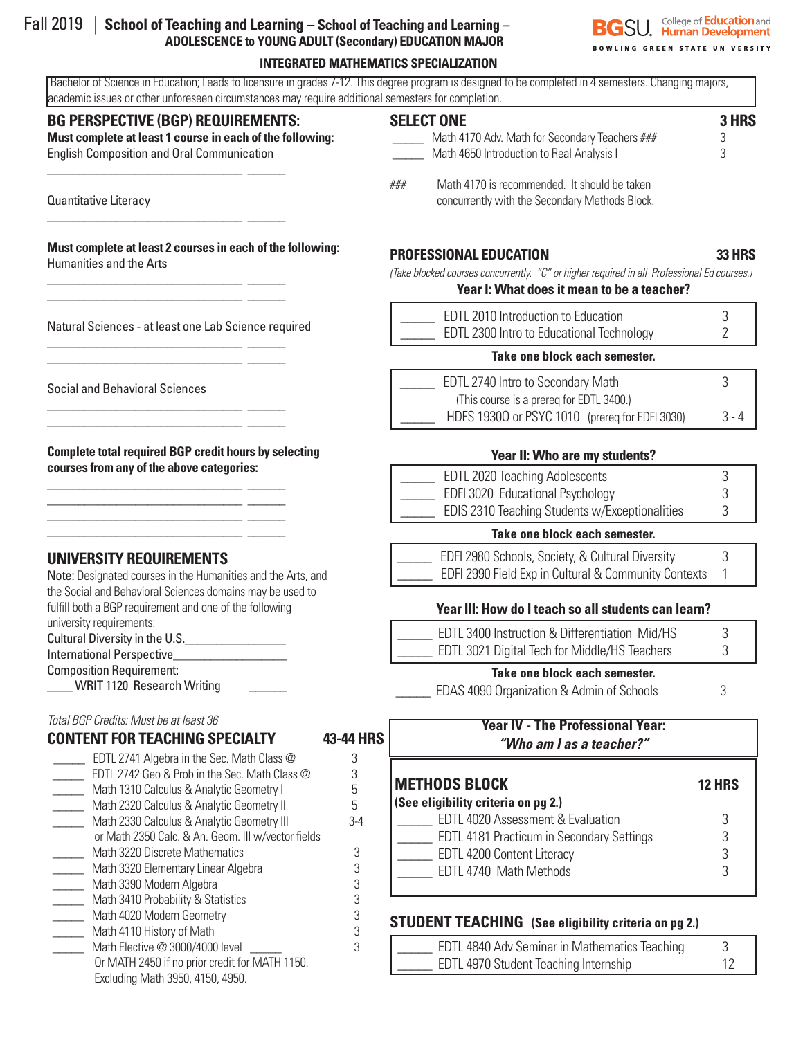Fall 2019 | **School of Teaching and Learning – School of Teaching and Learning – ADOLESCENCE to YOUNG ADULT (Secondary) EDUCATION MAJOR**

**INTEGRATED MATHEMATICS SPECIALIZATION**

BGSU. College of Education and Human Development — BOWLING GREEN STATE UNIVERSITY

Bachelor of Science in Education; Leads to licensure in grades 7-12. This degree program is designed to be completed in 4 semesters. Changing majors, academic issues or other unforeseen circumstances may require additional semesters for completion.

## BG PERSPECTIVE (BGP) REQUIREMENTS:

**Must complete at least 1 course in each of the following:**

English Composition and Oral Communication

______________________ ______

Quantitative Literacy

______________________ ______

**Must complete at least 2 courses in each of the following:**

Humanities and the Arts

______________________ ______
______________________ ______

Natural Sciences - at least one Lab Science required

______________________ ______
______________________ ______

Social and Behavioral Sciences

______________________ ______
______________________ ______

**Complete total required BGP credit hours by selecting courses from any of the above categories:**

______________________ ______
______________________ ______
______________________ ______
______________________ ______

## UNIVERSITY REQUIREMENTS

Note: Designated courses in the Humanities and the Arts, and the Social and Behavioral Sciences domains may be used to fulfill both a BGP requirement and one of the following university requirements:

Cultural Diversity in the U.S.______________

International Perspective______________

Composition Requirement:

____ WRIT 1120 Research Writing ______

*Total BGP Credits: Must be at least 36*

## CONTENT FOR TEACHING SPECIALTY — 43-44 HRS

| | | |
|---|---|---|
| _____ | EDTL 2741 Algebra in the Sec. Math Class @ | 3 |
| _____ | EDTL 2742 Geo & Prob in the Sec. Math Class @ | 3 |
| _____ | Math 1310 Calculus & Analytic Geometry I | 5 |
| _____ | Math 2320 Calculus & Analytic Geometry II | 5 |
| _____ | Math 2330 Calculus & Analytic Geometry III or Math 2350 Calc. & An. Geom. III w/vector fields | 3-4 |
| _____ | Math 3220 Discrete Mathematics | 3 |
| _____ | Math 3320 Elementary Linear Algebra | 3 |
| _____ | Math 3390 Modern Algebra | 3 |
| _____ | Math 3410 Probability & Statistics | 3 |
| _____ | Math 4020 Modern Geometry | 3 |
| _____ | Math 4110 History of Math | 3 |
| _____ | Math Elective @ 3000/4000 level _____ Or MATH 2450 if no prior credit for MATH 1150. Excluding Math 3950, 4150, 4950. | 3 |

## SELECT ONE — 3 HRS

| | | |
|---|---|---|
| _____ | Math 4170 Adv. Math for Secondary Teachers ### | 3 |
| _____ | Math 4650 Introduction to Real Analysis I | 3 |

### Math 4170 is recommended. It should be taken concurrently with the Secondary Methods Block.

## PROFESSIONAL EDUCATION — 33 HRS

*(Take blocked courses concurrently. "C" or higher required in all Professional Ed courses.)*

### Year I: What does it mean to be a teacher?

| | | |
|---|---|---|
| _____ | EDTL 2010 Introduction to Education | 3 |
| _____ | EDTL 2300 Intro to Educational Technology | 2 |

**Take one block each semester.**

| | | |
|---|---|---|
| _____ | EDTL 2740 Intro to Secondary Math (This course is a prereq for EDTL 3400.) | 3 |
| _____ | HDFS 1930Q or PSYC 1010 (prereq for EDFI 3030) | 3 - 4 |

### Year II: Who are my students?

| | | |
|---|---|---|
| _____ | EDTL 2020 Teaching Adolescents | 3 |
| _____ | EDFI 3020 Educational Psychology | 3 |
| _____ | EDIS 2310 Teaching Students w/Exceptionalities | 3 |

**Take one block each semester.**

| | | |
|---|---|---|
| _____ | EDFI 2980 Schools, Society, & Cultural Diversity | 3 |
| _____ | EDFI 2990 Field Exp in Cultural & Community Contexts | 1 |

### Year III: How do I teach so all students can learn?

| | | |
|---|---|---|
| _____ | EDTL 3400 Instruction & Differentiation Mid/HS | 3 |
| _____ | EDTL 3021 Digital Tech for Middle/HS Teachers | 3 |

**Take one block each semester.**

| | | |
|---|---|---|
| _____ | EDAS 4090 Organization & Admin of Schools | 3 |

### Year IV - The Professional Year: *"Who am I as a teacher?"*

## METHODS BLOCK — 12 HRS

**(See eligibility criteria on pg 2.)**

| | | |
|---|---|---|
| _____ | EDTL 4020 Assessment & Evaluation | 3 |
| _____ | EDTL 4181 Practicum in Secondary Settings | 3 |
| _____ | EDTL 4200 Content Literacy | 3 |
| _____ | EDTL 4740 Math Methods | 3 |

## STUDENT TEACHING (See eligibility criteria on pg 2.)

| | | |
|---|---|---|
| _____ | EDTL 4840 Adv Seminar in Mathematics Teaching | 3 |
| _____ | EDTL 4970 Student Teaching Internship | 12 |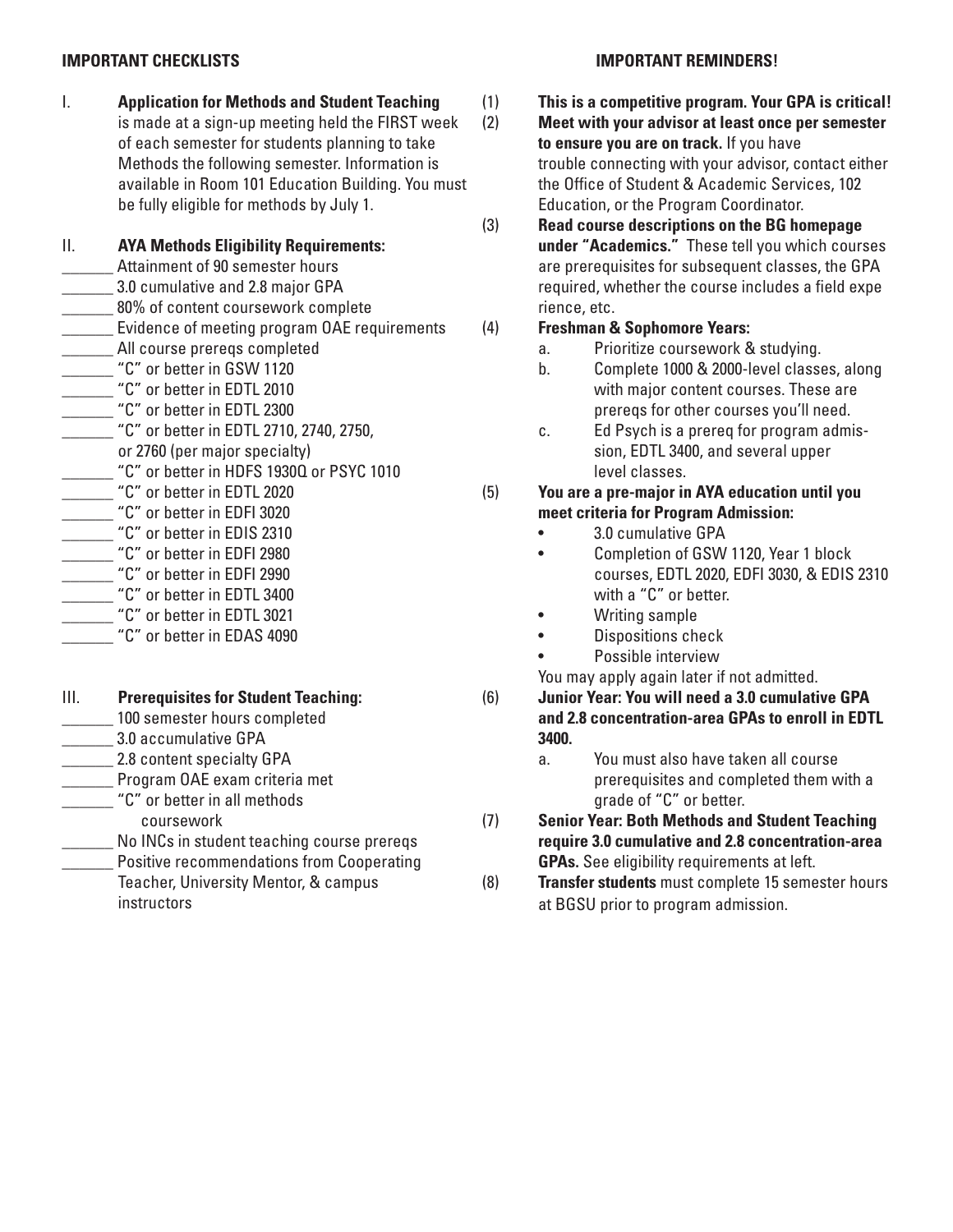## IMPORTANT CHECKLISTS

**I. Application for Methods and Student Teaching** is made at a sign-up meeting held the FIRST week of each semester for students planning to take Methods the following semester. Information is available in Room 101 Education Building. You must be fully eligible for methods by July 1.

**II. AYA Methods Eligibility Requirements:**

- ______ Attainment of 90 semester hours
- ______ 3.0 cumulative and 2.8 major GPA
- ______ 80% of content coursework complete
- ______ Evidence of meeting program OAE requirements
- ______ All course prereqs completed
- ______ "C" or better in GSW 1120
- ______ "C" or better in EDTL 2010
- ______ "C" or better in EDTL 2300
- ______ "C" or better in EDTL 2710, 2740, 2750, or 2760 (per major specialty)
- ______ "C" or better in HDFS 1930Q or PSYC 1010
- ______ "C" or better in EDTL 2020
- ______ "C" or better in EDFI 3020
- ______ "C" or better in EDIS 2310
- ______ "C" or better in EDFI 2980
- ______ "C" or better in EDFI 2990
- ______ "C" or better in EDTL 3400
- ______ "C" or better in EDTL 3021
- ______ "C" or better in EDAS 4090

**III. Prerequisites for Student Teaching:**

- ______ 100 semester hours completed
- ______ 3.0 accumulative GPA
- ______ 2.8 content specialty GPA
- ______ Program OAE exam criteria met
- ______ "C" or better in all methods coursework
- ______ No INCs in student teaching course prereqs
- ______ Positive recommendations from Cooperating Teacher, University Mentor, & campus instructors

## IMPORTANT REMINDERS!

(1) **This is a competitive program. Your GPA is critical!**

(2) **Meet with your advisor at least once per semester to ensure you are on track.** If you have trouble connecting with your advisor, contact either the Office of Student & Academic Services, 102 Education, or the Program Coordinator.

(3) **Read course descriptions on the BG homepage under "Academics."** These tell you which courses are prerequisites for subsequent classes, the GPA required, whether the course includes a field experience, etc.

(4) **Freshman & Sophomore Years:**

a. Prioritize coursework & studying.

b. Complete 1000 & 2000-level classes, along with major content courses. These are prereqs for other courses you'll need.

c. Ed Psych is a prereq for program admission, EDTL 3400, and several upper level classes.

(5) **You are a pre-major in AYA education until you meet criteria for Program Admission:**

- 3.0 cumulative GPA
- Completion of GSW 1120, Year 1 block courses, EDTL 2020, EDFI 3030, & EDIS 2310 with a "C" or better.
- Writing sample
- Dispositions check
- Possible interview

You may apply again later if not admitted.

(6) **Junior Year: You will need a 3.0 cumulative GPA and 2.8 concentration-area GPAs to enroll in EDTL 3400.**

a. You must also have taken all course prerequisites and completed them with a grade of "C" or better.

(7) **Senior Year: Both Methods and Student Teaching require 3.0 cumulative and 2.8 concentration-area GPAs.** See eligibility requirements at left.

(8) **Transfer students** must complete 15 semester hours at BGSU prior to program admission.